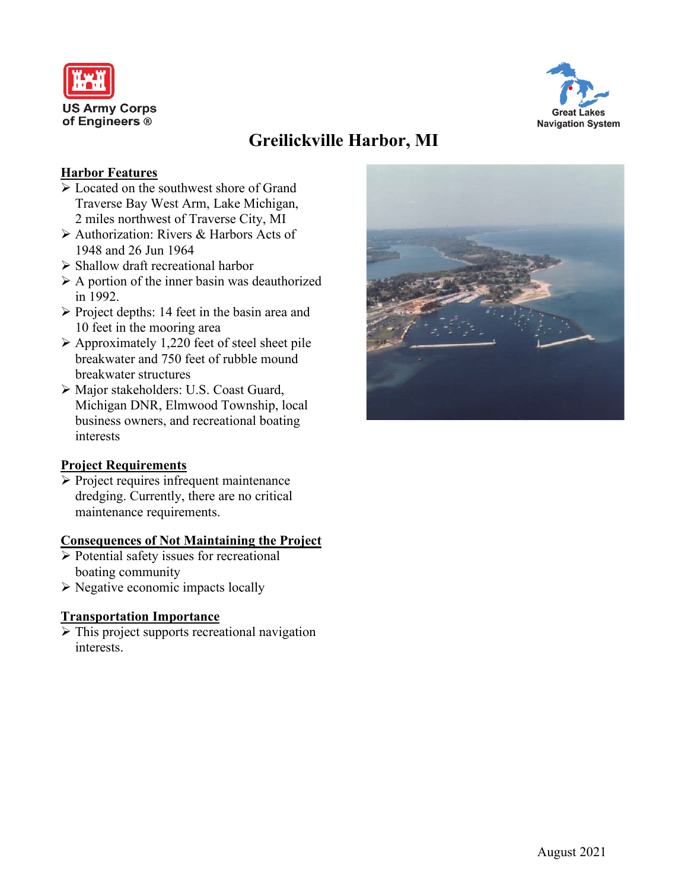US Army Corps of Engineers ®

Great Lakes Navigation System

# Greilickville Harbor, MI

## Harbor Features

- Located on the southwest shore of Grand Traverse Bay West Arm, Lake Michigan, 2 miles northwest of Traverse City, MI
- Authorization: Rivers & Harbors Acts of 1948 and 26 Jun 1964
- Shallow draft recreational harbor
- A portion of the inner basin was deauthorized in 1992.
- Project depths: 14 feet in the basin area and 10 feet in the mooring area
- Approximately 1,220 feet of steel sheet pile breakwater and 750 feet of rubble mound breakwater structures
- Major stakeholders: U.S. Coast Guard, Michigan DNR, Elmwood Township, local business owners, and recreational boating interests

## Project Requirements

- Project requires infrequent maintenance dredging. Currently, there are no critical maintenance requirements.

## Consequences of Not Maintaining the Project

- Potential safety issues for recreational boating community
- Negative economic impacts locally

## Transportation Importance

- This project supports recreational navigation interests.

August 2021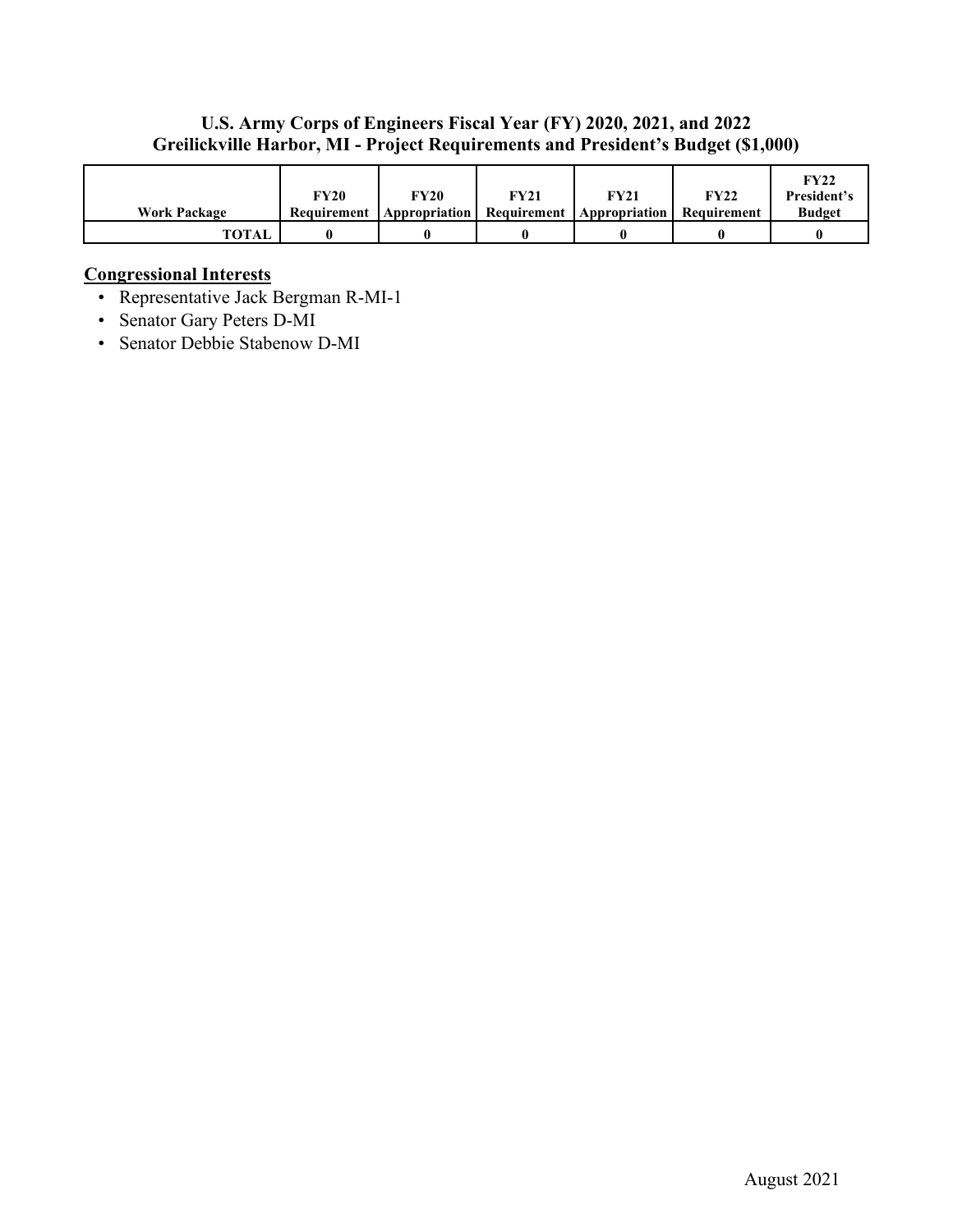**U.S. Army Corps of Engineers Fiscal Year (FY) 2020, 2021, and 2022**
**Greilickville Harbor, MI - Project Requirements and President's Budget ($1,000)**

| Work Package | FY20 Requirement | FY20 Appropriation | FY21 Requirement | FY21 Appropriation | FY22 Requirement | FY22 President's Budget |
|---|---|---|---|---|---|---|
| **TOTAL** | **0** | **0** | **0** | **0** | **0** | **0** |

## Congressional Interests

- Representative Jack Bergman R-MI-1
- Senator Gary Peters D-MI
- Senator Debbie Stabenow D-MI

August 2021